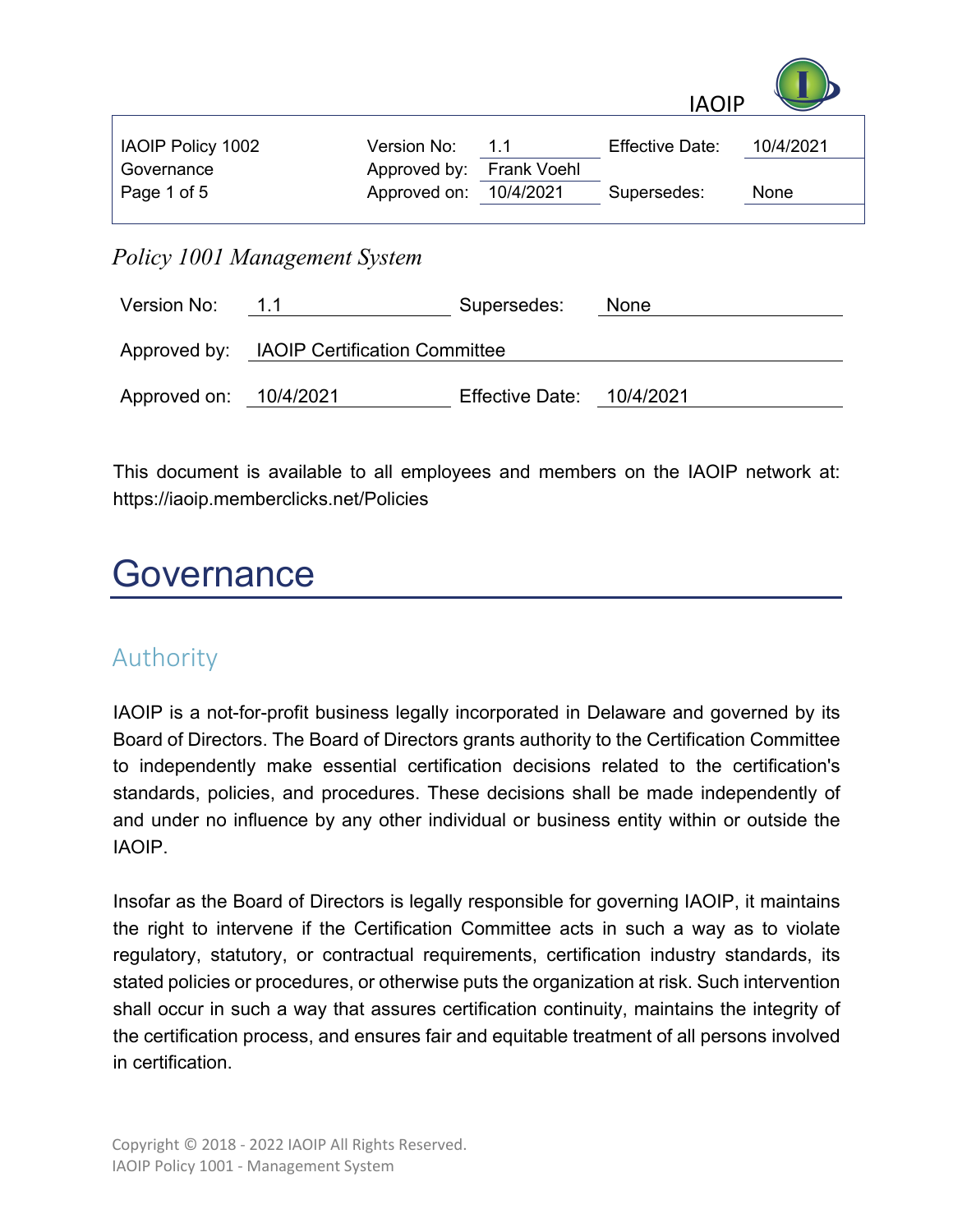| IAOIP Policy 1002 | Version No: | 1.1 | Effective Date: | 10/4/2021 |
| --- | --- | --- | --- | --- |
| Governance | Approved by: | Frank Voehl | | |
| Page 1 of 5 | Approved on: | 10/4/2021 | Supersedes: | None |

*Policy 1001 Management System*

| Version No: | 1.1 | Supersedes: | None |
| --- | --- | --- | --- |
| Approved by: | IAOIP Certification Committee | | |
| Approved on: | 10/4/2021 | Effective Date: | 10/4/2021 |

This document is available to all employees and members on the IAOIP network at: https://iaoip.memberclicks.net/Policies

# Governance

## Authority

IAOIP is a not-for-profit business legally incorporated in Delaware and governed by its Board of Directors. The Board of Directors grants authority to the Certification Committee to independently make essential certification decisions related to the certification's standards, policies, and procedures. These decisions shall be made independently of and under no influence by any other individual or business entity within or outside the IAOIP.

Insofar as the Board of Directors is legally responsible for governing IAOIP, it maintains the right to intervene if the Certification Committee acts in such a way as to violate regulatory, statutory, or contractual requirements, certification industry standards, its stated policies or procedures, or otherwise puts the organization at risk. Such intervention shall occur in such a way that assures certification continuity, maintains the integrity of the certification process, and ensures fair and equitable treatment of all persons involved in certification.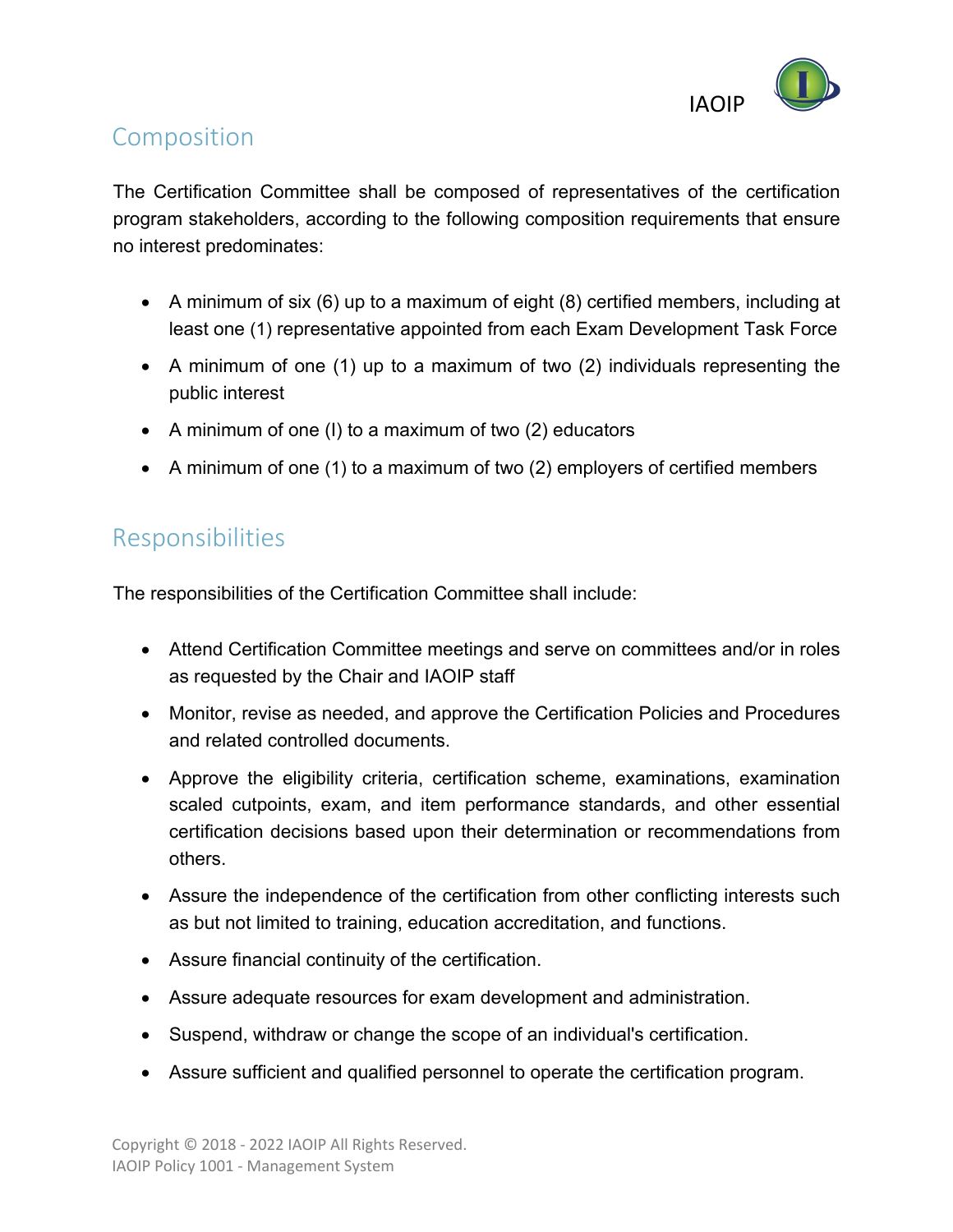## Composition

The Certification Committee shall be composed of representatives of the certification program stakeholders, according to the following composition requirements that ensure no interest predominates:

- A minimum of six (6) up to a maximum of eight (8) certified members, including at least one (1) representative appointed from each Exam Development Task Force
- A minimum of one (1) up to a maximum of two (2) individuals representing the public interest
- A minimum of one (l) to a maximum of two (2) educators
- A minimum of one (1) to a maximum of two (2) employers of certified members

## Responsibilities

The responsibilities of the Certification Committee shall include:

- Attend Certification Committee meetings and serve on committees and/or in roles as requested by the Chair and IAOIP staff
- Monitor, revise as needed, and approve the Certification Policies and Procedures and related controlled documents.
- Approve the eligibility criteria, certification scheme, examinations, examination scaled cutpoints, exam, and item performance standards, and other essential certification decisions based upon their determination or recommendations from others.
- Assure the independence of the certification from other conflicting interests such as but not limited to training, education accreditation, and functions.
- Assure financial continuity of the certification.
- Assure adequate resources for exam development and administration.
- Suspend, withdraw or change the scope of an individual's certification.
- Assure sufficient and qualified personnel to operate the certification program.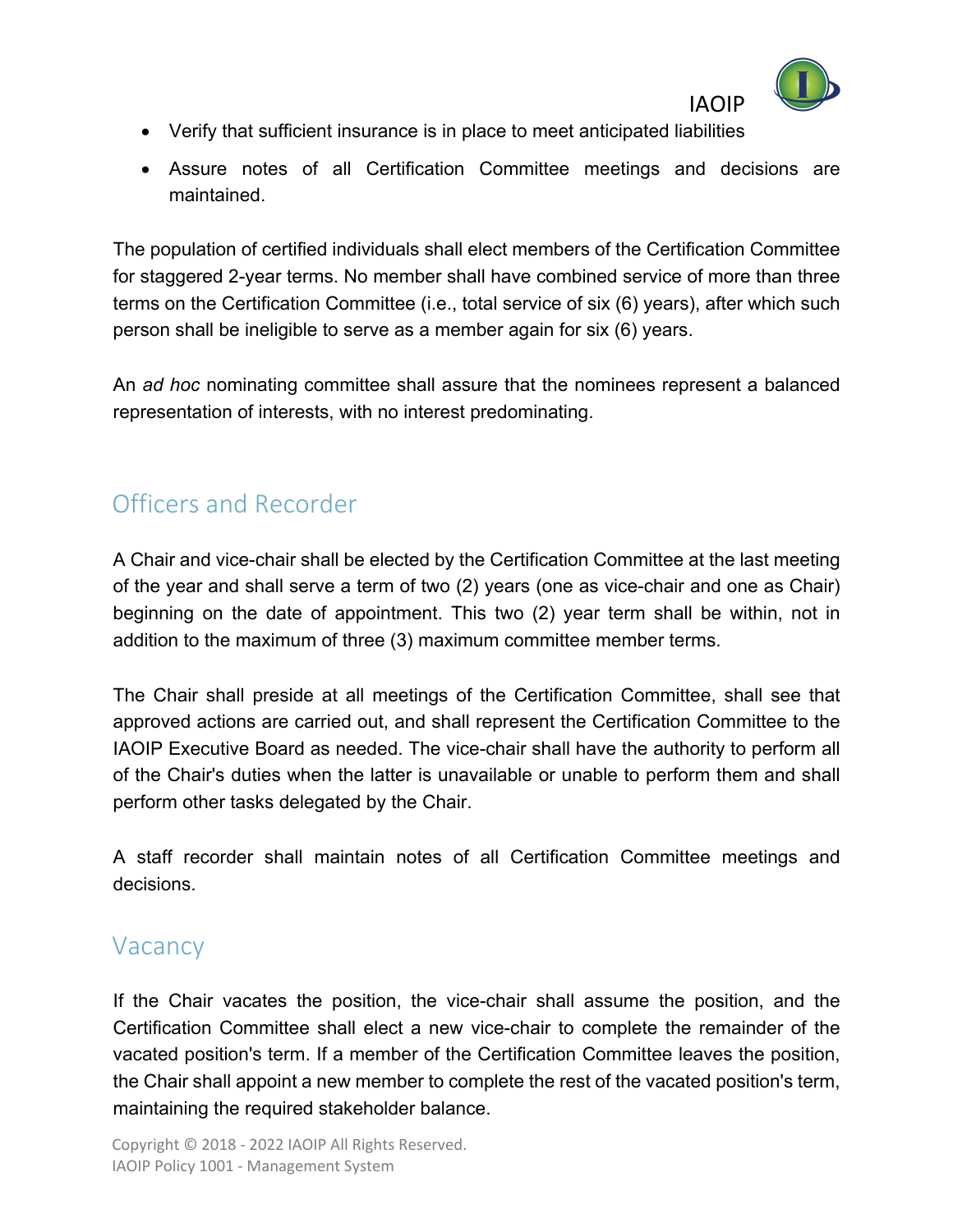- Verify that sufficient insurance is in place to meet anticipated liabilities
- Assure notes of all Certification Committee meetings and decisions are maintained.

The population of certified individuals shall elect members of the Certification Committee for staggered 2-year terms. No member shall have combined service of more than three terms on the Certification Committee (i.e., total service of six (6) years), after which such person shall be ineligible to serve as a member again for six (6) years.

An *ad hoc* nominating committee shall assure that the nominees represent a balanced representation of interests, with no interest predominating.

## Officers and Recorder

A Chair and vice-chair shall be elected by the Certification Committee at the last meeting of the year and shall serve a term of two (2) years (one as vice-chair and one as Chair) beginning on the date of appointment. This two (2) year term shall be within, not in addition to the maximum of three (3) maximum committee member terms.

The Chair shall preside at all meetings of the Certification Committee, shall see that approved actions are carried out, and shall represent the Certification Committee to the IAOIP Executive Board as needed. The vice-chair shall have the authority to perform all of the Chair's duties when the latter is unavailable or unable to perform them and shall perform other tasks delegated by the Chair.

A staff recorder shall maintain notes of all Certification Committee meetings and decisions.

## Vacancy

If the Chair vacates the position, the vice-chair shall assume the position, and the Certification Committee shall elect a new vice-chair to complete the remainder of the vacated position's term. If a member of the Certification Committee leaves the position, the Chair shall appoint a new member to complete the rest of the vacated position's term, maintaining the required stakeholder balance.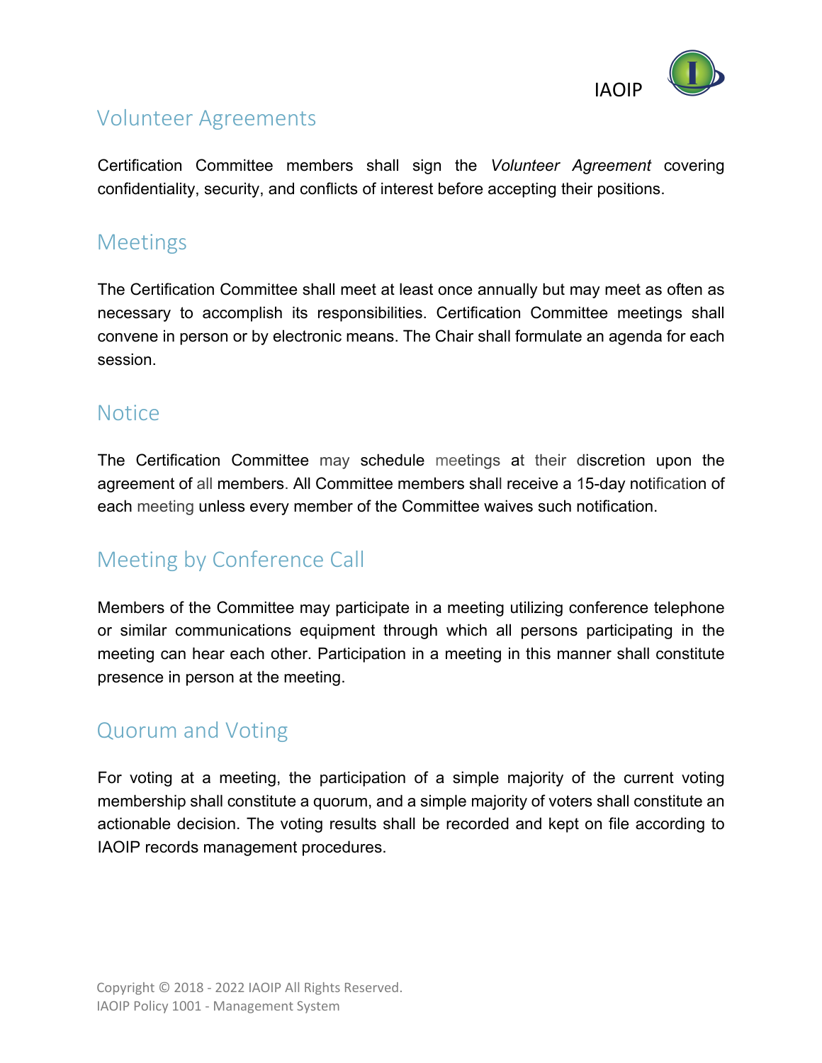## Volunteer Agreements

Certification Committee members shall sign the *Volunteer Agreement* covering confidentiality, security, and conflicts of interest before accepting their positions.

## Meetings

The Certification Committee shall meet at least once annually but may meet as often as necessary to accomplish its responsibilities. Certification Committee meetings shall convene in person or by electronic means. The Chair shall formulate an agenda for each session.

## Notice

The Certification Committee may schedule meetings at their discretion upon the agreement of all members. All Committee members shall receive a 15-day notification of each meeting unless every member of the Committee waives such notification.

## Meeting by Conference Call

Members of the Committee may participate in a meeting utilizing conference telephone or similar communications equipment through which all persons participating in the meeting can hear each other. Participation in a meeting in this manner shall constitute presence in person at the meeting.

## Quorum and Voting

For voting at a meeting, the participation of a simple majority of the current voting membership shall constitute a quorum, and a simple majority of voters shall constitute an actionable decision. The voting results shall be recorded and kept on file according to IAOIP records management procedures.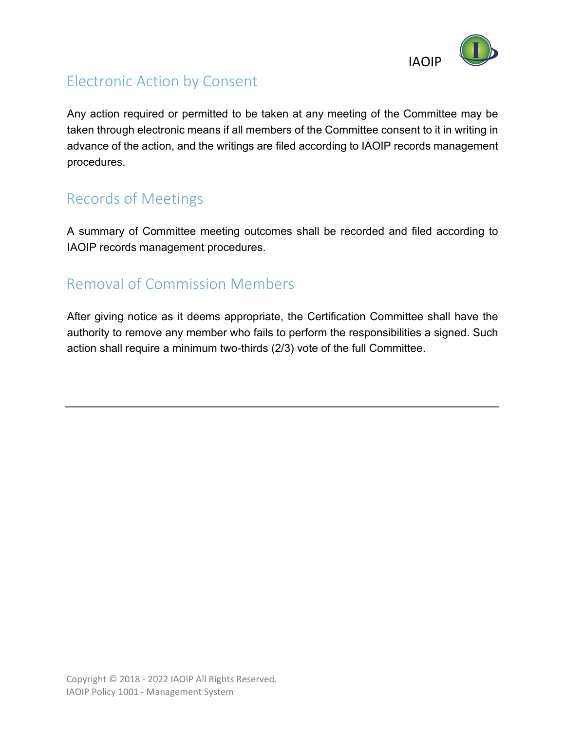## Electronic Action by Consent

Any action required or permitted to be taken at any meeting of the Committee may be taken through electronic means if all members of the Committee consent to it in writing in advance of the action, and the writings are filed according to IAOIP records management procedures.

## Records of Meetings

A summary of Committee meeting outcomes shall be recorded and filed according to IAOIP records management procedures.

## Removal of Commission Members

After giving notice as it deems appropriate, the Certification Committee shall have the authority to remove any member who fails to perform the responsibilities a signed. Such action shall require a minimum two-thirds (2/3) vote of the full Committee.